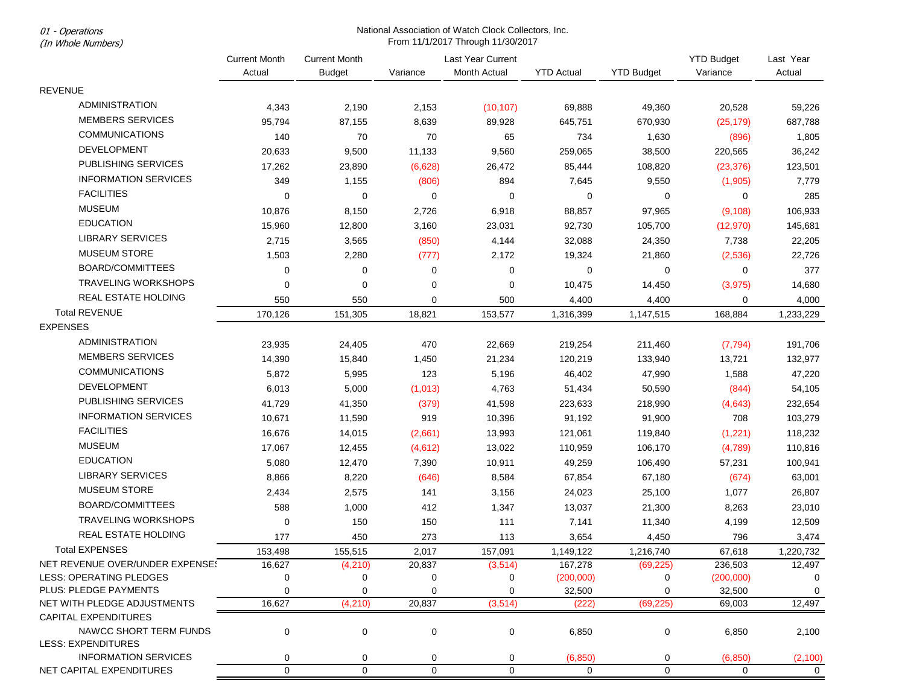*01 - Operations*
*(In Whole Numbers)*

National Association of Watch Clock Collectors, Inc.
From 11/1/2017 Through 11/30/2017

| | Current Month Actual | Current Month Budget | Variance | Last Year Current Month Actual | YTD Actual | YTD Budget | YTD Budget Variance | Last Year Actual |
|---|---|---|---|---|---|---|---|---|
| REVENUE | | | | | | | | |
| ADMINISTRATION | 4,343 | 2,190 | 2,153 | (10,107) | 69,888 | 49,360 | 20,528 | 59,226 |
| MEMBERS SERVICES | 95,794 | 87,155 | 8,639 | 89,928 | 645,751 | 670,930 | (25,179) | 687,788 |
| COMMUNICATIONS | 140 | 70 | 70 | 65 | 734 | 1,630 | (896) | 1,805 |
| DEVELOPMENT | 20,633 | 9,500 | 11,133 | 9,560 | 259,065 | 38,500 | 220,565 | 36,242 |
| PUBLISHING SERVICES | 17,262 | 23,890 | (6,628) | 26,472 | 85,444 | 108,820 | (23,376) | 123,501 |
| INFORMATION SERVICES | 349 | 1,155 | (806) | 894 | 7,645 | 9,550 | (1,905) | 7,779 |
| FACILITIES | 0 | 0 | 0 | 0 | 0 | 0 | 0 | 285 |
| MUSEUM | 10,876 | 8,150 | 2,726 | 6,918 | 88,857 | 97,965 | (9,108) | 106,933 |
| EDUCATION | 15,960 | 12,800 | 3,160 | 23,031 | 92,730 | 105,700 | (12,970) | 145,681 |
| LIBRARY SERVICES | 2,715 | 3,565 | (850) | 4,144 | 32,088 | 24,350 | 7,738 | 22,205 |
| MUSEUM STORE | 1,503 | 2,280 | (777) | 2,172 | 19,324 | 21,860 | (2,536) | 22,726 |
| BOARD/COMMITTEES | 0 | 0 | 0 | 0 | 0 | 0 | 0 | 377 |
| TRAVELING WORKSHOPS | 0 | 0 | 0 | 0 | 10,475 | 14,450 | (3,975) | 14,680 |
| REAL ESTATE HOLDING | 550 | 550 | 0 | 500 | 4,400 | 4,400 | 0 | 4,000 |
| Total REVENUE | 170,126 | 151,305 | 18,821 | 153,577 | 1,316,399 | 1,147,515 | 168,884 | 1,233,229 |
| EXPENSES | | | | | | | | |
| ADMINISTRATION | 23,935 | 24,405 | 470 | 22,669 | 219,254 | 211,460 | (7,794) | 191,706 |
| MEMBERS SERVICES | 14,390 | 15,840 | 1,450 | 21,234 | 120,219 | 133,940 | 13,721 | 132,977 |
| COMMUNICATIONS | 5,872 | 5,995 | 123 | 5,196 | 46,402 | 47,990 | 1,588 | 47,220 |
| DEVELOPMENT | 6,013 | 5,000 | (1,013) | 4,763 | 51,434 | 50,590 | (844) | 54,105 |
| PUBLISHING SERVICES | 41,729 | 41,350 | (379) | 41,598 | 223,633 | 218,990 | (4,643) | 232,654 |
| INFORMATION SERVICES | 10,671 | 11,590 | 919 | 10,396 | 91,192 | 91,900 | 708 | 103,279 |
| FACILITIES | 16,676 | 14,015 | (2,661) | 13,993 | 121,061 | 119,840 | (1,221) | 118,232 |
| MUSEUM | 17,067 | 12,455 | (4,612) | 13,022 | 110,959 | 106,170 | (4,789) | 110,816 |
| EDUCATION | 5,080 | 12,470 | 7,390 | 10,911 | 49,259 | 106,490 | 57,231 | 100,941 |
| LIBRARY SERVICES | 8,866 | 8,220 | (646) | 8,584 | 67,854 | 67,180 | (674) | 63,001 |
| MUSEUM STORE | 2,434 | 2,575 | 141 | 3,156 | 24,023 | 25,100 | 1,077 | 26,807 |
| BOARD/COMMITTEES | 588 | 1,000 | 412 | 1,347 | 13,037 | 21,300 | 8,263 | 23,010 |
| TRAVELING WORKSHOPS | 0 | 150 | 150 | 111 | 7,141 | 11,340 | 4,199 | 12,509 |
| REAL ESTATE HOLDING | 177 | 450 | 273 | 113 | 3,654 | 4,450 | 796 | 3,474 |
| Total EXPENSES | 153,498 | 155,515 | 2,017 | 157,091 | 1,149,122 | 1,216,740 | 67,618 | 1,220,732 |
| NET REVENUE OVER/UNDER EXPENSES | 16,627 | (4,210) | 20,837 | (3,514) | 167,278 | (69,225) | 236,503 | 12,497 |
| LESS: OPERATING PLEDGES | 0 | 0 | 0 | 0 | (200,000) | 0 | (200,000) | 0 |
| PLUS: PLEDGE PAYMENTS | 0 | 0 | 0 | 0 | 32,500 | 0 | 32,500 | 0 |
| NET WITH PLEDGE ADJUSTMENTS | 16,627 | (4,210) | 20,837 | (3,514) | (222) | (69,225) | 69,003 | 12,497 |
| CAPITAL EXPENDITURES | | | | | | | | |
| NAWCC SHORT TERM FUNDS | 0 | 0 | 0 | 0 | 6,850 | 0 | 6,850 | 2,100 |
| LESS: EXPENDITURES | | | | | | | | |
| INFORMATION SERVICES | 0 | 0 | 0 | 0 | (6,850) | 0 | (6,850) | (2,100) |
| NET CAPITAL EXPENDITURES | 0 | 0 | 0 | 0 | 0 | 0 | 0 | 0 |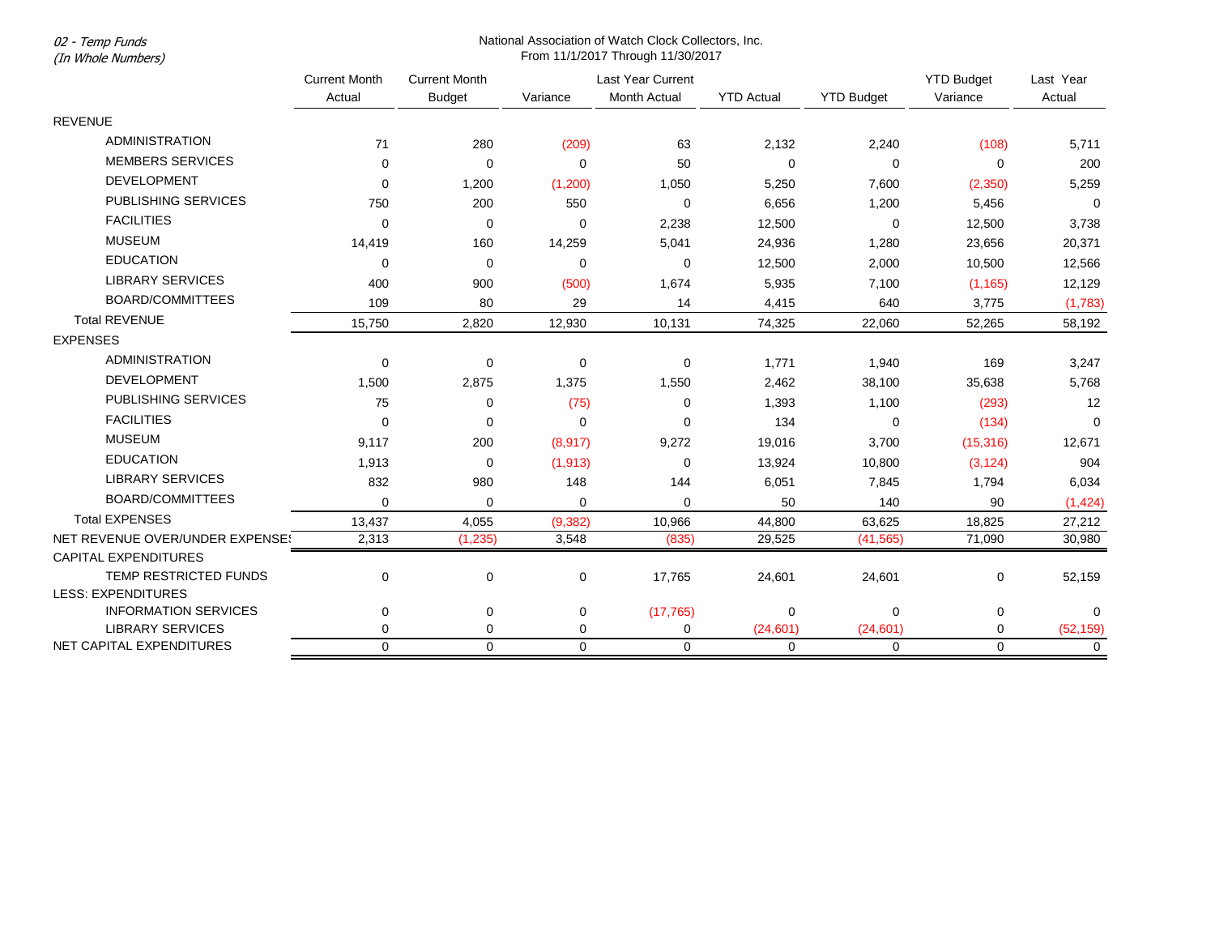*02 - Temp Funds*
*(In Whole Numbers)*

National Association of Watch Clock Collectors, Inc.
From 11/1/2017 Through 11/30/2017

| | Current Month Actual | Current Month Budget | Variance | Last Year Current Month Actual | YTD Actual | YTD Budget | YTD Budget Variance | Last Year Actual |
|---|---|---|---|---|---|---|---|---|
| REVENUE | | | | | | | | |
| ADMINISTRATION | 71 | 280 | (209) | 63 | 2,132 | 2,240 | (108) | 5,711 |
| MEMBERS SERVICES | 0 | 0 | 0 | 50 | 0 | 0 | 0 | 200 |
| DEVELOPMENT | 0 | 1,200 | (1,200) | 1,050 | 5,250 | 7,600 | (2,350) | 5,259 |
| PUBLISHING SERVICES | 750 | 200 | 550 | 0 | 6,656 | 1,200 | 5,456 | 0 |
| FACILITIES | 0 | 0 | 0 | 2,238 | 12,500 | 0 | 12,500 | 3,738 |
| MUSEUM | 14,419 | 160 | 14,259 | 5,041 | 24,936 | 1,280 | 23,656 | 20,371 |
| EDUCATION | 0 | 0 | 0 | 0 | 12,500 | 2,000 | 10,500 | 12,566 |
| LIBRARY SERVICES | 400 | 900 | (500) | 1,674 | 5,935 | 7,100 | (1,165) | 12,129 |
| BOARD/COMMITTEES | 109 | 80 | 29 | 14 | 4,415 | 640 | 3,775 | (1,783) |
| Total REVENUE | 15,750 | 2,820 | 12,930 | 10,131 | 74,325 | 22,060 | 52,265 | 58,192 |
| EXPENSES | | | | | | | | |
| ADMINISTRATION | 0 | 0 | 0 | 0 | 1,771 | 1,940 | 169 | 3,247 |
| DEVELOPMENT | 1,500 | 2,875 | 1,375 | 1,550 | 2,462 | 38,100 | 35,638 | 5,768 |
| PUBLISHING SERVICES | 75 | 0 | (75) | 0 | 1,393 | 1,100 | (293) | 12 |
| FACILITIES | 0 | 0 | 0 | 0 | 134 | 0 | (134) | 0 |
| MUSEUM | 9,117 | 200 | (8,917) | 9,272 | 19,016 | 3,700 | (15,316) | 12,671 |
| EDUCATION | 1,913 | 0 | (1,913) | 0 | 13,924 | 10,800 | (3,124) | 904 |
| LIBRARY SERVICES | 832 | 980 | 148 | 144 | 6,051 | 7,845 | 1,794 | 6,034 |
| BOARD/COMMITTEES | 0 | 0 | 0 | 0 | 50 | 140 | 90 | (1,424) |
| Total EXPENSES | 13,437 | 4,055 | (9,382) | 10,966 | 44,800 | 63,625 | 18,825 | 27,212 |
| NET REVENUE OVER/UNDER EXPENSES | 2,313 | (1,235) | 3,548 | (835) | 29,525 | (41,565) | 71,090 | 30,980 |
| CAPITAL EXPENDITURES | | | | | | | | |
| TEMP RESTRICTED FUNDS | 0 | 0 | 0 | 17,765 | 24,601 | 24,601 | 0 | 52,159 |
| LESS: EXPENDITURES | | | | | | | | |
| INFORMATION SERVICES | 0 | 0 | 0 | (17,765) | 0 | 0 | 0 | 0 |
| LIBRARY SERVICES | 0 | 0 | 0 | 0 | (24,601) | (24,601) | 0 | (52,159) |
| NET CAPITAL EXPENDITURES | 0 | 0 | 0 | 0 | 0 | 0 | 0 | 0 |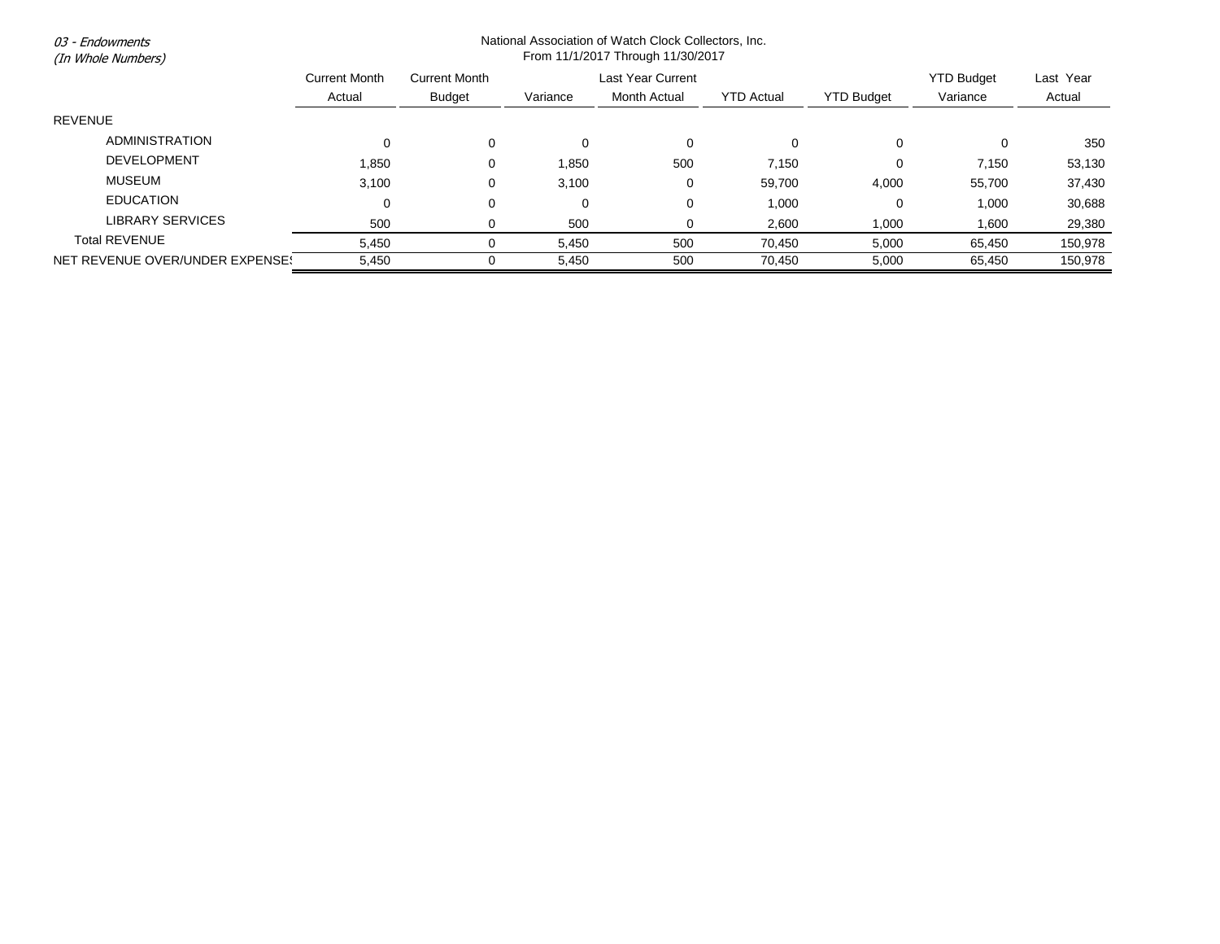*03 - Endowments*
*(In Whole Numbers)*

National Association of Watch Clock Collectors, Inc.
From 11/1/2017 Through 11/30/2017

| | Current Month Actual | Current Month Budget | Variance | Last Year Current Month Actual | YTD Actual | YTD Budget | YTD Budget Variance | Last Year Actual |
|---|---|---|---|---|---|---|---|---|
| REVENUE | | | | | | | | |
| ADMINISTRATION | 0 | 0 | 0 | 0 | 0 | 0 | 0 | 350 |
| DEVELOPMENT | 1,850 | 0 | 1,850 | 500 | 7,150 | 0 | 7,150 | 53,130 |
| MUSEUM | 3,100 | 0 | 3,100 | 0 | 59,700 | 4,000 | 55,700 | 37,430 |
| EDUCATION | 0 | 0 | 0 | 0 | 1,000 | 0 | 1,000 | 30,688 |
| LIBRARY SERVICES | 500 | 0 | 500 | 0 | 2,600 | 1,000 | 1,600 | 29,380 |
| Total REVENUE | 5,450 | 0 | 5,450 | 500 | 70,450 | 5,000 | 65,450 | 150,978 |
| NET REVENUE OVER/UNDER EXPENSES | 5,450 | 0 | 5,450 | 500 | 70,450 | 5,000 | 65,450 | 150,978 |